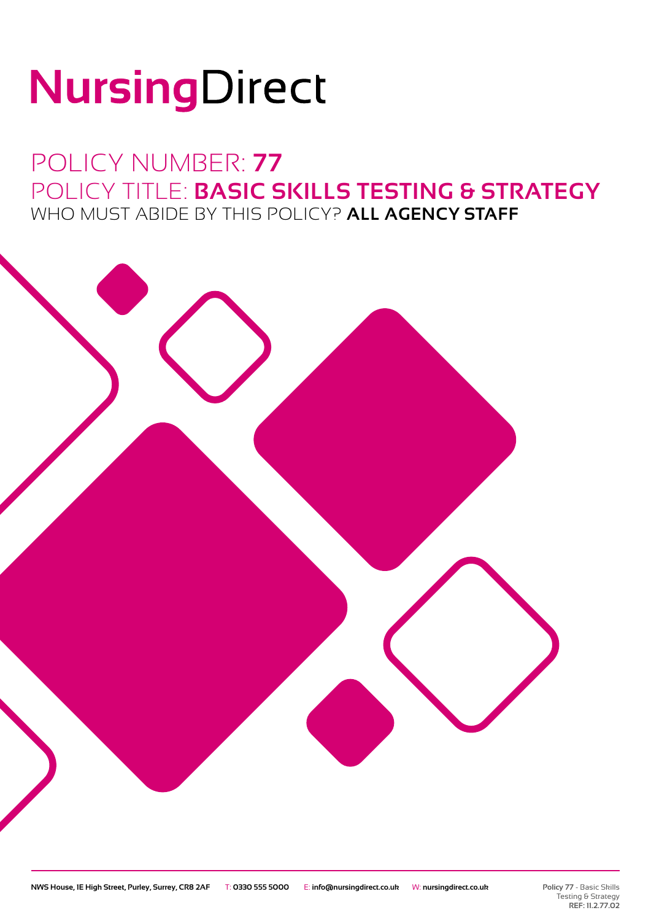# NursingDirect

## POLICY NUMBER: **77**

## POLICY TITLE: **BASIC SKILLS TESTING & STRATEGY**

WHO MUST ABIDE BY THIS POLICY? **ALL AGENCY STAFF**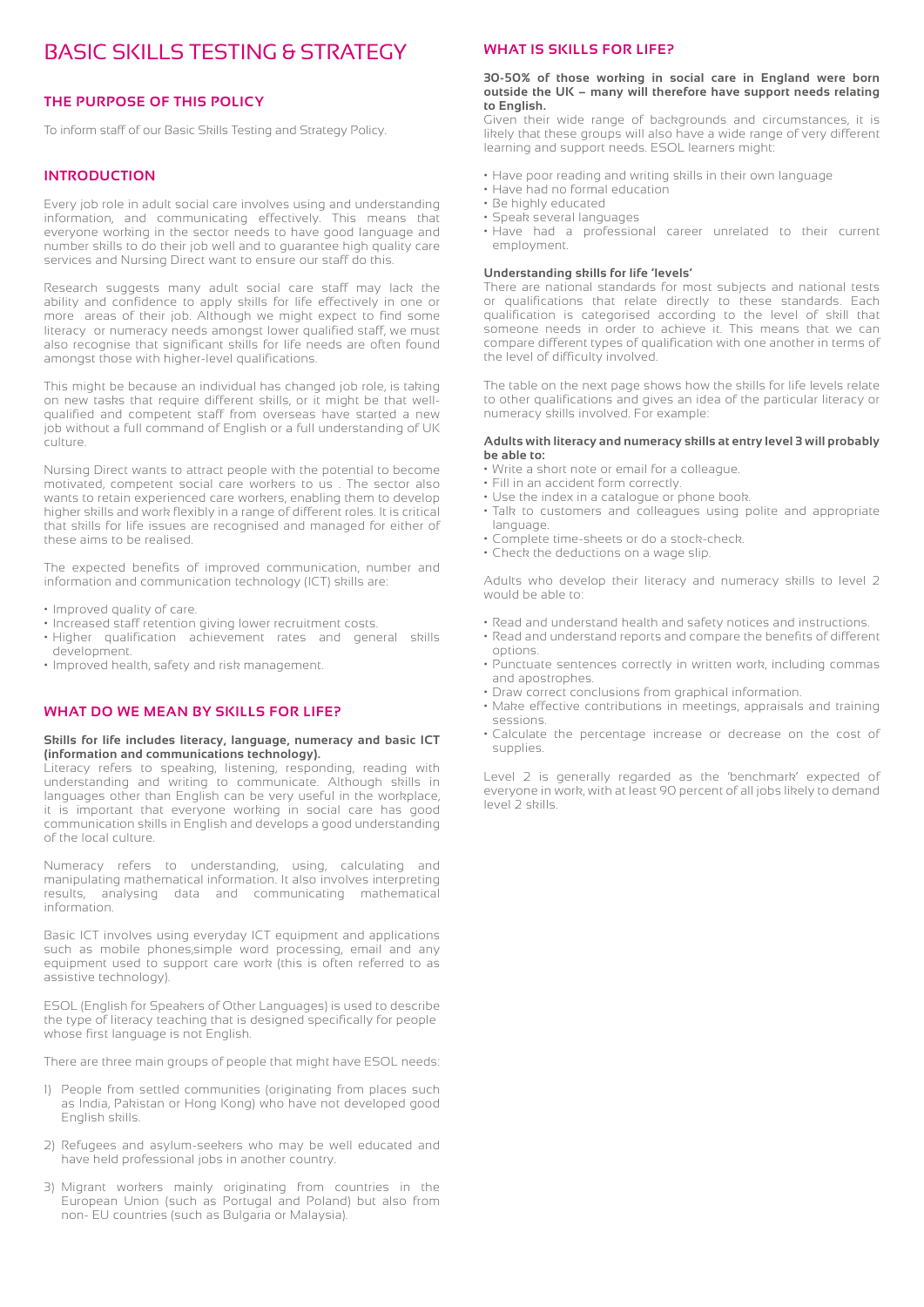# BASIC SKILLS TESTING & STRATEGY

## THE PURPOSE OF THIS POLICY

To inform staff of our Basic Skills Testing and Strategy Policy.

## INTRODUCTION

Every job role in adult social care involves using and understanding information, and communicating effectively. This means that everyone working in the sector needs to have good language and number skills to do their job well and to guarantee high quality care services and Nursing Direct want to ensure our staff do this.

Research suggests many adult social care staff may lack the ability and confidence to apply skills for life effectively in one or more areas of their job. Although we might expect to find some literacy or numeracy needs amongst lower qualified staff, we must also recognise that significant skills for life needs are often found amongst those with higher-level qualifications.

This might be because an individual has changed job role, is taking on new tasks that require different skills, or it might be that well-qualified and competent staff from overseas have started a new job without a full command of English or a full understanding of UK culture.

Nursing Direct wants to attract people with the potential to become motivated, competent social care workers to us . The sector also wants to retain experienced care workers, enabling them to develop higher skills and work flexibly in a range of different roles. It is critical that skills for life issues are recognised and managed for either of these aims to be realised.

The expected benefits of improved communication, number and information and communication technology (ICT) skills are:

- Improved quality of care.
- Increased staff retention giving lower recruitment costs.
- Higher qualification achievement rates and general skills development.
- Improved health, safety and risk management.

## WHAT DO WE MEAN BY SKILLS FOR LIFE?

**Skills for life includes literacy, language, numeracy and basic ICT (information and communications technology).**

Literacy refers to speaking, listening, responding, reading with understanding and writing to communicate. Although skills in languages other than English can be very useful in the workplace, it is important that everyone working in social care has good communication skills in English and develops a good understanding of the local culture.

Numeracy refers to understanding, using, calculating and manipulating mathematical information. It also involves interpreting results, analysing data and communicating mathematical information.

Basic ICT involves using everyday ICT equipment and applications such as mobile phones,simple word processing, email and any equipment used to support care work (this is often referred to as assistive technology).

ESOL (English for Speakers of Other Languages) is used to describe the type of literacy teaching that is designed specifically for people whose first language is not English.

There are three main groups of people that might have ESOL needs:

1) People from settled communities (originating from places such as India, Pakistan or Hong Kong) who have not developed good English skills.

2) Refugees and asylum-seekers who may be well educated and have held professional jobs in another country.

3) Migrant workers mainly originating from countries in the European Union (such as Portugal and Poland) but also from non- EU countries (such as Bulgaria or Malaysia).

## WHAT IS SKILLS FOR LIFE?

**30-50% of those working in social care in England were born outside the UK – many will therefore have support needs relating to English.**

Given their wide range of backgrounds and circumstances, it is likely that these groups will also have a wide range of very different learning and support needs. ESOL learners might:

- Have poor reading and writing skills in their own language
- Have had no formal education
- Be highly educated
- Speak several languages
- Have had a professional career unrelated to their current employment.

**Understanding skills for life 'levels'**

There are national standards for most subjects and national tests or qualifications that relate directly to these standards. Each qualification is categorised according to the level of skill that someone needs in order to achieve it. This means that we can compare different types of qualification with one another in terms of the level of difficulty involved.

The table on the next page shows how the skills for life levels relate to other qualifications and gives an idea of the particular literacy or numeracy skills involved. For example:

**Adults with literacy and numeracy skills at entry level 3 will probably be able to:**

- Write a short note or email for a colleague.
- Fill in an accident form correctly.
- Use the index in a catalogue or phone book.
- Talk to customers and colleagues using polite and appropriate language.
- Complete time-sheets or do a stock-check.
- Check the deductions on a wage slip.

Adults who develop their literacy and numeracy skills to level 2 would be able to:

- Read and understand health and safety notices and instructions.
- Read and understand reports and compare the benefits of different options.
- Punctuate sentences correctly in written work, including commas and apostrophes.
- Draw correct conclusions from graphical information.
- Make effective contributions in meetings, appraisals and training sessions.
- Calculate the percentage increase or decrease on the cost of supplies.

Level 2 is generally regarded as the 'benchmark' expected of everyone in work, with at least 90 percent of all jobs likely to demand level 2 skills.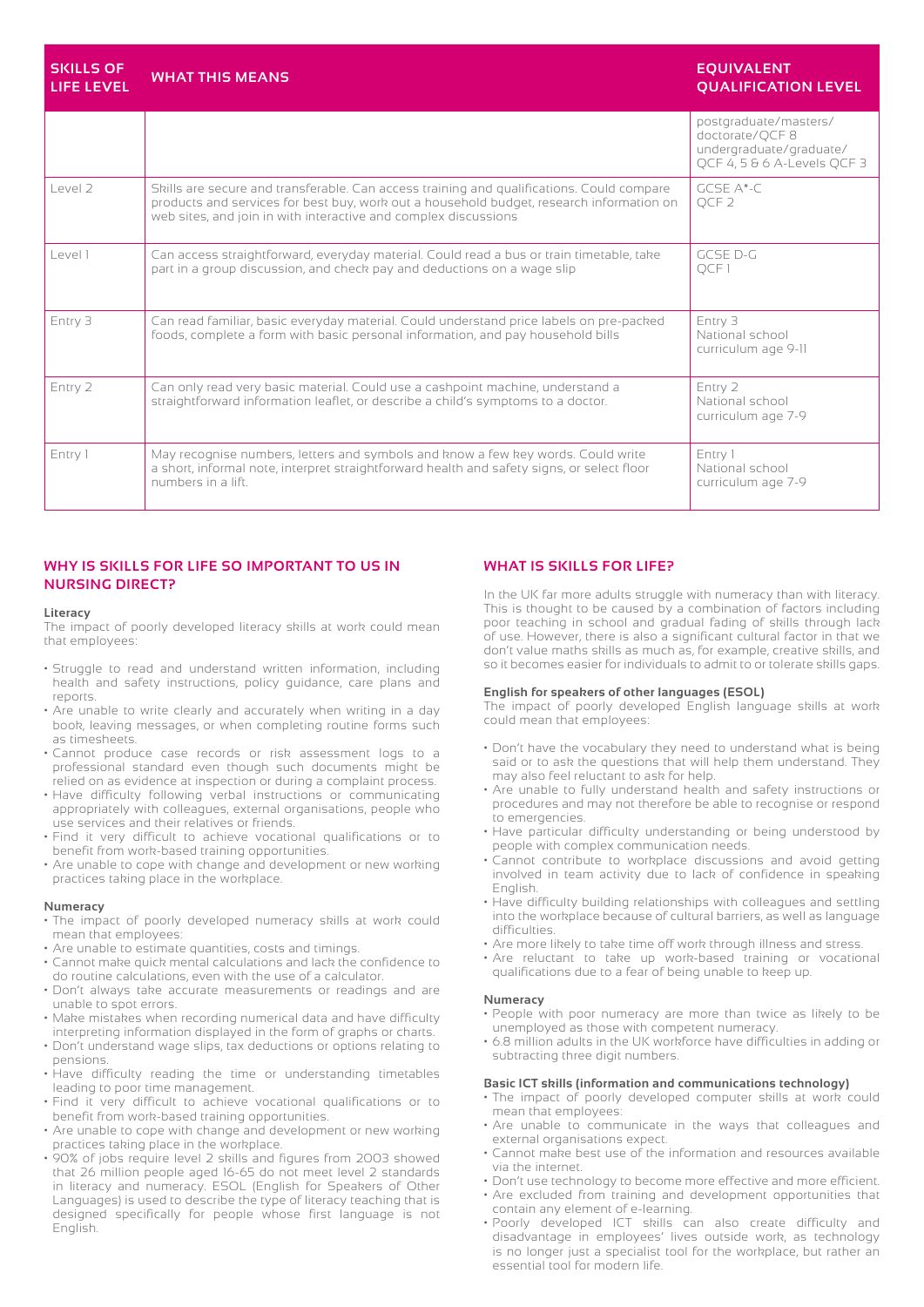| SKILLS OF LIFE LEVEL | WHAT THIS MEANS | EQUIVALENT QUALIFICATION LEVEL |
|---|---|---|
| | | postgraduate/masters/ doctorate/QCF 8 undergraduate/graduate/ QCF 4, 5 & 6 A-Levels QCF 3 |
| Level 2 | Skills are secure and transferable. Can access training and qualifications. Could compare products and services for best buy, work out a household budget, research information on web sites, and join in with interactive and complex discussions | GCSE A*-C QCF 2 |
| Level 1 | Can access straightforward, everyday material. Could read a bus or train timetable, take part in a group discussion, and check pay and deductions on a wage slip | GCSE D-G QCF 1 |
| Entry 3 | Can read familiar, basic everyday material. Could understand price labels on pre-packed foods, complete a form with basic personal information, and pay household bills | Entry 3 National school curriculum age 9-11 |
| Entry 2 | Can only read very basic material. Could use a cashpoint machine, understand a straightforward information leaflet, or describe a child's symptoms to a doctor. | Entry 2 National school curriculum age 7-9 |
| Entry 1 | May recognise numbers, letters and symbols and know a few key words. Could write a short, informal note, interpret straightforward health and safety signs, or select floor numbers in a lift. | Entry 1 National school curriculum age 7-9 |

## WHY IS SKILLS FOR LIFE SO IMPORTANT TO US IN NURSING DIRECT?

**Literacy**

The impact of poorly developed literacy skills at work could mean that employees:

- Struggle to read and understand written information, including health and safety instructions, policy guidance, care plans and reports.
- Are unable to write clearly and accurately when writing in a day book, leaving messages, or when completing routine forms such as timesheets.
- Cannot produce case records or risk assessment logs to a professional standard even though such documents might be relied on as evidence at inspection or during a complaint process.
- Have difficulty following verbal instructions or communicating appropriately with colleagues, external organisations, people who use services and their relatives or friends.
- Find it very difficult to achieve vocational qualifications or to benefit from work-based training opportunities.
- Are unable to cope with change and development or new working practices taking place in the workplace.

**Numeracy**

- The impact of poorly developed numeracy skills at work could mean that employees:
- Are unable to estimate quantities, costs and timings.
- Cannot make quick mental calculations and lack the confidence to do routine calculations, even with the use of a calculator.
- Don't always take accurate measurements or readings and are unable to spot errors.
- Make mistakes when recording numerical data and have difficulty interpreting information displayed in the form of graphs or charts.
- Don't understand wage slips, tax deductions or options relating to pensions.
- Have difficulty reading the time or understanding timetables leading to poor time management.
- Find it very difficult to achieve vocational qualifications or to benefit from work-based training opportunities.
- Are unable to cope with change and development or new working practices taking place in the workplace.
- 90% of jobs require level 2 skills and figures from 2003 showed that 26 million people aged 16-65 do not meet level 2 standards in literacy and numeracy. ESOL (English for Speakers of Other Languages) is used to describe the type of literacy teaching that is designed specifically for people whose first language is not English.

## WHAT IS SKILLS FOR LIFE?

In the UK far more adults struggle with numeracy than with literacy. This is thought to be caused by a combination of factors including poor teaching in school and gradual fading of skills through lack of use. However, there is also a significant cultural factor in that we don't value maths skills as much as, for example, creative skills, and so it becomes easier for individuals to admit to or tolerate skills gaps.

**English for speakers of other languages (ESOL)**

The impact of poorly developed English language skills at work could mean that employees:

- Don't have the vocabulary they need to understand what is being said or to ask the questions that will help them understand. They may also feel reluctant to ask for help.
- Are unable to fully understand health and safety instructions or procedures and may not therefore be able to recognise or respond to emergencies.
- Have particular difficulty understanding or being understood by people with complex communication needs.
- Cannot contribute to workplace discussions and avoid getting involved in team activity due to lack of confidence in speaking English.
- Have difficulty building relationships with colleagues and settling into the workplace because of cultural barriers, as well as language difficulties.
- Are more likely to take time off work through illness and stress.
- Are reluctant to take up work-based training or vocational qualifications due to a fear of being unable to keep up.

**Numeracy**

- People with poor numeracy are more than twice as likely to be unemployed as those with competent numeracy.
- 6.8 million adults in the UK workforce have difficulties in adding or subtracting three digit numbers.

**Basic ICT skills (information and communications technology)**

- The impact of poorly developed computer skills at work could mean that employees:
- Are unable to communicate in the ways that colleagues and external organisations expect.
- Cannot make best use of the information and resources available via the internet.
- Don't use technology to become more effective and more efficient.
- Are excluded from training and development opportunities that contain any element of e-learning.
- Poorly developed ICT skills can also create difficulty and disadvantage in employees' lives outside work, as technology is no longer just a specialist tool for the workplace, but rather an essential tool for modern life.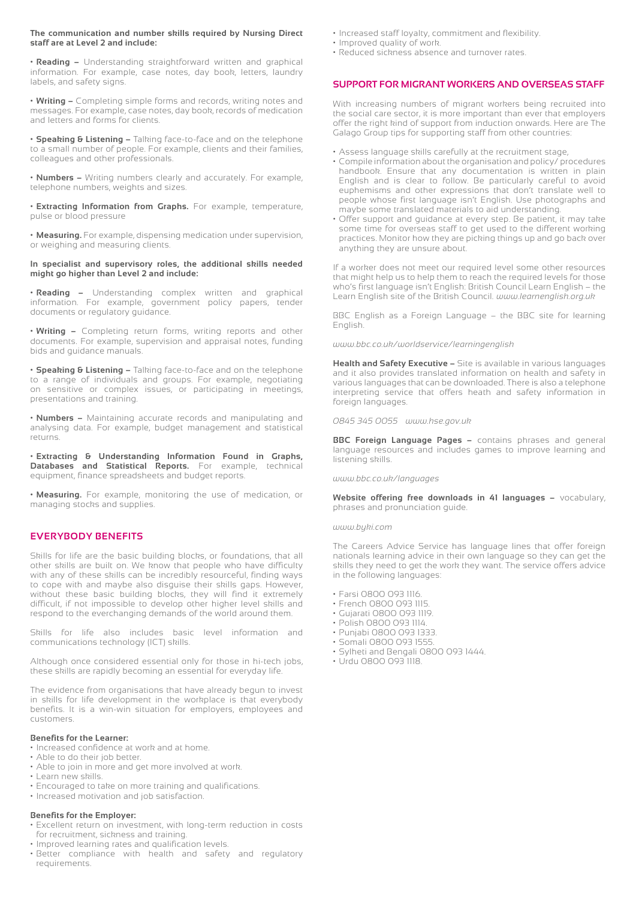**The communication and number skills required by Nursing Direct staff are at Level 2 and include:**

• **Reading –** Understanding straightforward written and graphical information. For example, case notes, day book, letters, laundry labels, and safety signs.

• **Writing –** Completing simple forms and records, writing notes and messages. For example, case notes, day book, records of medication and letters and forms for clients.

• **Speaking & Listening –** Talking face-to-face and on the telephone to a small number of people. For example, clients and their families, colleagues and other professionals.

• **Numbers –** Writing numbers clearly and accurately. For example, telephone numbers, weights and sizes.

• **Extracting Information from Graphs.** For example, temperature, pulse or blood pressure

• **Measuring.** For example, dispensing medication under supervision, or weighing and measuring clients.

**In specialist and supervisory roles, the additional skills needed might go higher than Level 2 and include:**

• **Reading –** Understanding complex written and graphical information. For example, government policy papers, tender documents or regulatory guidance.

• **Writing –** Completing return forms, writing reports and other documents. For example, supervision and appraisal notes, funding bids and guidance manuals.

• **Speaking & Listening –** Talking face-to-face and on the telephone to a range of individuals and groups. For example, negotiating on sensitive or complex issues, or participating in meetings, presentations and training.

• **Numbers –** Maintaining accurate records and manipulating and analysing data. For example, budget management and statistical returns.

• **Extracting & Understanding Information Found in Graphs, Databases and Statistical Reports.** For example, technical equipment, finance spreadsheets and budget reports.

• **Measuring.** For example, monitoring the use of medication, or managing stocks and supplies.

## EVERYBODY BENEFITS

Skills for life are the basic building blocks, or foundations, that all other skills are built on. We know that people who have difficulty with any of these skills can be incredibly resourceful, finding ways to cope with and maybe also disguise their skills gaps. However, without these basic building blocks, they will find it extremely difficult, if not impossible to develop other higher level skills and respond to the everchanging demands of the world around them.

Skills for life also includes basic level information and communications technology (ICT) skills.

Although once considered essential only for those in hi-tech jobs, these skills are rapidly becoming an essential for everyday life.

The evidence from organisations that have already begun to invest in skills for life development in the workplace is that everybody benefits. It is a win-win situation for employers, employees and customers.

**Benefits for the Learner:**

- Increased confidence at work and at home.
- Able to do their job better.
- Able to join in more and get more involved at work.
- Learn new skills.
- Encouraged to take on more training and qualifications.
- Increased motivation and job satisfaction.

**Benefits for the Employer:**

- Excellent return on investment, with long-term reduction in costs for recruitment, sickness and training.
- Improved learning rates and qualification levels.
- Better compliance with health and safety and regulatory requirements.
- Increased staff loyalty, commitment and flexibility.
- Improved quality of work.
- Reduced sickness absence and turnover rates.

## SUPPORT FOR MIGRANT WORKERS AND OVERSEAS STAFF

With increasing numbers of migrant workers being recruited into the social care sector, it is more important than ever that employers offer the right kind of support from induction onwards. Here are The Galago Group tips for supporting staff from other countries:

- Assess language skills carefully at the recruitment stage,
- Compile information about the organisation and policy/ procedures handbook. Ensure that any documentation is written in plain English and is clear to follow. Be particularly careful to avoid euphemisms and other expressions that don't translate well to people whose first language isn't English. Use photographs and maybe some translated materials to aid understanding.
- Offer support and guidance at every step. Be patient, it may take some time for overseas staff to get used to the different working practices. Monitor how they are picking things up and go back over anything they are unsure about.

If a worker does not meet our required level some other resources that might help us to help them to reach the required levels for those who's first language isn't English: British Council Learn English – the Learn English site of the British Council. *www.learnenglish.org.uk*

BBC English as a Foreign Language – the BBC site for learning English.

*www.bbc.co.uk/worldservice/learningenglish*

**Health and Safety Executive –** Site is available in various languages and it also provides translated information on health and safety in various languages that can be downloaded. There is also a telephone interpreting service that offers heath and safety information in foreign languages.

*0845 345 0055 www.hse.gov.uk*

**BBC Foreign Language Pages –** contains phrases and general language resources and includes games to improve learning and listening skills.

*www.bbc.co.uk/languages*

**Website offering free downloads in 41 languages –** vocabulary, phrases and pronunciation guide.

*www.byki.com*

The Careers Advice Service has language lines that offer foreign nationals learning advice in their own language so they can get the skills they need to get the work they want. The service offers advice in the following languages:

- Farsi 0800 093 1116.
- French 0800 093 1115.
- Gujarati 0800 093 1119.
- Polish 0800 093 1114.
- Punjabi 0800 093 1333.
- Somali 0800 093 1555.
- Sylheti and Bengali 0800 093 1444.
- Urdu 0800 093 1118.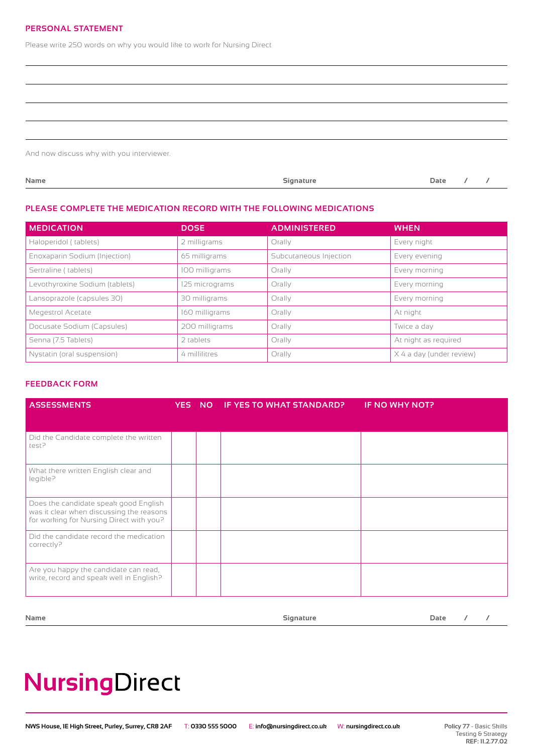## PERSONAL STATEMENT

Please write 250 words on why you would like to work for Nursing Direct

And now discuss why with you interviewer.

**Name** **Signature** **Date** / /

## PLEASE COMPLETE THE MEDICATION RECORD WITH THE FOLLOWING MEDICATIONS

| MEDICATION | DOSE | ADMINISTERED | WHEN |
|---|---|---|---|
| Haloperidol ( tablets) | 2 milligrams | Orally | Every night |
| Enoxaparin Sodium (Injection) | 65 milligrams | Subcutaneous Injection | Every evening |
| Sertraline ( tablets) | 100 milligrams | Orally | Every morning |
| Levothyroxine Sodium (tablets) | 125 micrograms | Orally | Every morning |
| Lansoprazole (capsules 30) | 30 milligrams | Orally | Every morning |
| Megestrol Acetate | 160 milligrams | Orally | At night |
| Docusate Sodium (Capsules) | 200 milligrams | Orally | Twice a day |
| Senna (7.5 Tablets) | 2 tablets | Orally | At night as required |
| Nystatin (oral suspension) | 4 millilitres | Orally | X 4 a day (under review) |

## FEEDBACK FORM

| ASSESSMENTS | YES | NO | IF YES TO WHAT STANDARD? | IF NO WHY NOT? |
|---|---|---|---|---|
| Did the Candidate complete the written test? | | | | |
| What there written English clear and legible? | | | | |
| Does the candidate speak good English was it clear when discussing the reasons for working for Nursing Direct with you? | | | | |
| Did the candidate record the medication correctly? | | | | |
| Are you happy the candidate can read, write, record and speak well in English? | | | | |

**Name** **Signature** **Date** / /

# **Nursing**Direct

**NWS House, 1E High Street, Purley, Surrey, CR8 2AF** T: **0330 555 5000** E: **info@nursingdirect.co.uk** W: **nursingdirect.co.uk**

**Policy 77** - Basic Skills Testing & Strategy
**REF: 11.2.77.02**